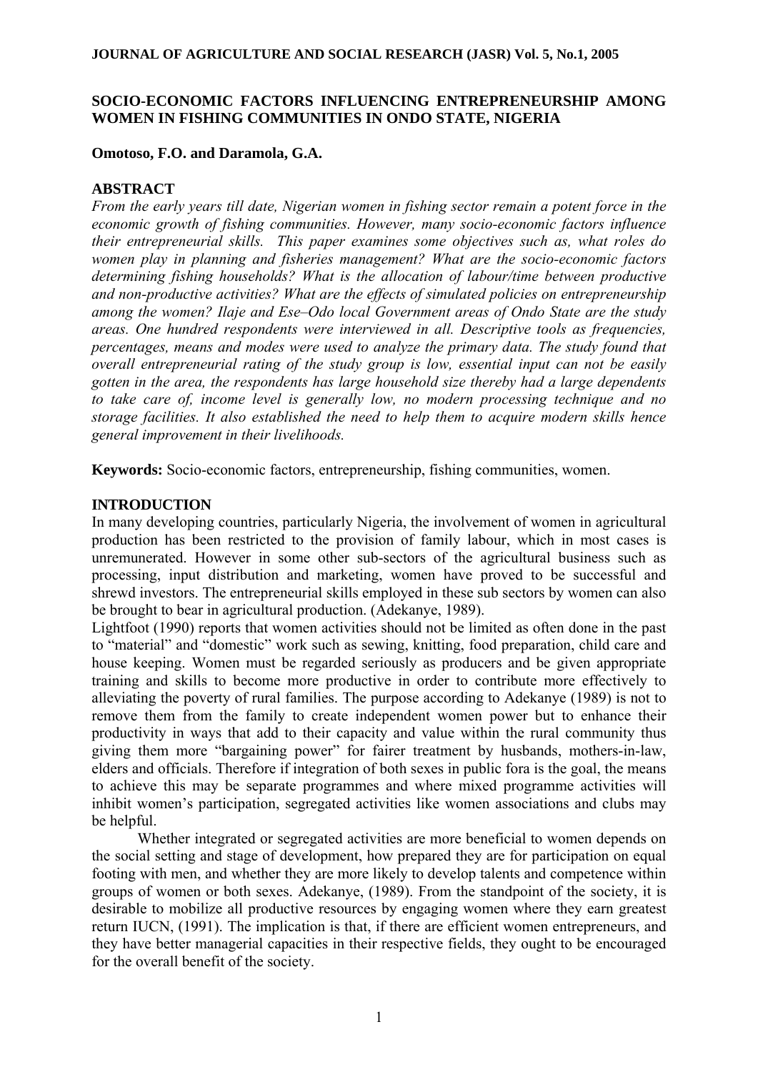# SOCIO-ECONOMIC FACTORS INFLUENCING ENTREPRENEURSHIP AMONG WOMEN IN FISHING COMMUNITIES IN ONDO STATE, NIGERIA

**Omotoso, F.O. and Daramola, G.A.**

## ABSTRACT

*From the early years till date, Nigerian women in fishing sector remain a potent force in the economic growth of fishing communities. However, many socio-economic factors influence their entrepreneurial skills. This paper examines some objectives such as, what roles do women play in planning and fisheries management? What are the socio-economic factors determining fishing households? What is the allocation of labour/time between productive and non-productive activities? What are the effects of simulated policies on entrepreneurship among the women? Ilaje and Ese–Odo local Government areas of Ondo State are the study areas. One hundred respondents were interviewed in all. Descriptive tools as frequencies, percentages, means and modes were used to analyze the primary data. The study found that overall entrepreneurial rating of the study group is low, essential input can not be easily gotten in the area, the respondents has large household size thereby had a large dependents to take care of, income level is generally low, no modern processing technique and no storage facilities. It also established the need to help them to acquire modern skills hence general improvement in their livelihoods.*

**Keywords:** Socio-economic factors, entrepreneurship, fishing communities, women.

## INTRODUCTION

In many developing countries, particularly Nigeria, the involvement of women in agricultural production has been restricted to the provision of family labour, which in most cases is unremunerated. However in some other sub-sectors of the agricultural business such as processing, input distribution and marketing, women have proved to be successful and shrewd investors. The entrepreneurial skills employed in these sub sectors by women can also be brought to bear in agricultural production. (Adekanye, 1989).

Lightfoot (1990) reports that women activities should not be limited as often done in the past to "material" and "domestic" work such as sewing, knitting, food preparation, child care and house keeping. Women must be regarded seriously as producers and be given appropriate training and skills to become more productive in order to contribute more effectively to alleviating the poverty of rural families. The purpose according to Adekanye (1989) is not to remove them from the family to create independent women power but to enhance their productivity in ways that add to their capacity and value within the rural community thus giving them more "bargaining power" for fairer treatment by husbands, mothers-in-law, elders and officials. Therefore if integration of both sexes in public fora is the goal, the means to achieve this may be separate programmes and where mixed programme activities will inhibit women's participation, segregated activities like women associations and clubs may be helpful.

Whether integrated or segregated activities are more beneficial to women depends on the social setting and stage of development, how prepared they are for participation on equal footing with men, and whether they are more likely to develop talents and competence within groups of women or both sexes. Adekanye, (1989). From the standpoint of the society, it is desirable to mobilize all productive resources by engaging women where they earn greatest return IUCN, (1991). The implication is that, if there are efficient women entrepreneurs, and they have better managerial capacities in their respective fields, they ought to be encouraged for the overall benefit of the society.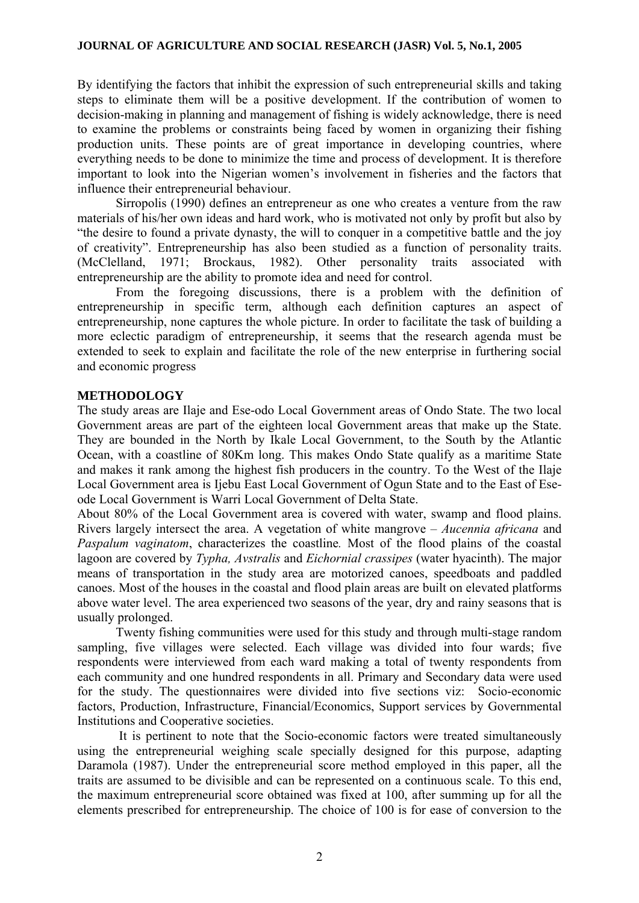By identifying the factors that inhibit the expression of such entrepreneurial skills and taking steps to eliminate them will be a positive development. If the contribution of women to decision-making in planning and management of fishing is widely acknowledge, there is need to examine the problems or constraints being faced by women in organizing their fishing production units. These points are of great importance in developing countries, where everything needs to be done to minimize the time and process of development. It is therefore important to look into the Nigerian women's involvement in fisheries and the factors that influence their entrepreneurial behaviour.

Sirropolis (1990) defines an entrepreneur as one who creates a venture from the raw materials of his/her own ideas and hard work, who is motivated not only by profit but also by "the desire to found a private dynasty, the will to conquer in a competitive battle and the joy of creativity". Entrepreneurship has also been studied as a function of personality traits. (McClelland, 1971; Brockaus, 1982). Other personality traits associated with entrepreneurship are the ability to promote idea and need for control.

From the foregoing discussions, there is a problem with the definition of entrepreneurship in specific term, although each definition captures an aspect of entrepreneurship, none captures the whole picture. In order to facilitate the task of building a more eclectic paradigm of entrepreneurship, it seems that the research agenda must be extended to seek to explain and facilitate the role of the new enterprise in furthering social and economic progress

## METHODOLOGY

The study areas are Ilaje and Ese-odo Local Government areas of Ondo State. The two local Government areas are part of the eighteen local Government areas that make up the State. They are bounded in the North by Ikale Local Government, to the South by the Atlantic Ocean, with a coastline of 80Km long. This makes Ondo State qualify as a maritime State and makes it rank among the highest fish producers in the country. To the West of the Ilaje Local Government area is Ijebu East Local Government of Ogun State and to the East of Ese-ode Local Government is Warri Local Government of Delta State.

About 80% of the Local Government area is covered with water, swamp and flood plains. Rivers largely intersect the area. A vegetation of white mangrove – *Aucennia africana* and *Paspalum vaginatom*, characterizes the coastline. Most of the flood plains of the coastal lagoon are covered by *Typha, Avstralis* and *Eichornial crassipes* (water hyacinth). The major means of transportation in the study area are motorized canoes, speedboats and paddled canoes. Most of the houses in the coastal and flood plain areas are built on elevated platforms above water level. The area experienced two seasons of the year, dry and rainy seasons that is usually prolonged.

Twenty fishing communities were used for this study and through multi-stage random sampling, five villages were selected. Each village was divided into four wards; five respondents were interviewed from each ward making a total of twenty respondents from each community and one hundred respondents in all. Primary and Secondary data were used for the study. The questionnaires were divided into five sections viz: Socio-economic factors, Production, Infrastructure, Financial/Economics, Support services by Governmental Institutions and Cooperative societies.

It is pertinent to note that the Socio-economic factors were treated simultaneously using the entrepreneurial weighing scale specially designed for this purpose, adapting Daramola (1987). Under the entrepreneurial score method employed in this paper, all the traits are assumed to be divisible and can be represented on a continuous scale. To this end, the maximum entrepreneurial score obtained was fixed at 100, after summing up for all the elements prescribed for entrepreneurship. The choice of 100 is for ease of conversion to the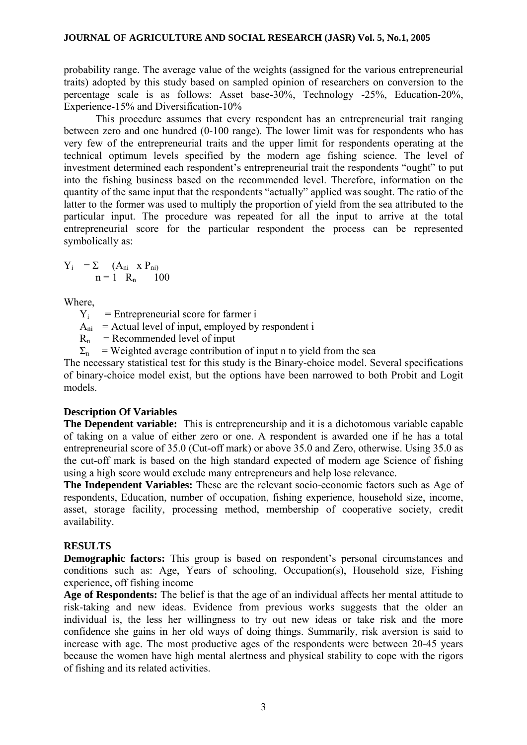probability range. The average value of the weights (assigned for the various entrepreneurial traits) adopted by this study based on sampled opinion of researchers on conversion to the percentage scale is as follows: Asset base-30%, Technology -25%, Education-20%, Experience-15% and Diversification-10%

This procedure assumes that every respondent has an entrepreneurial trait ranging between zero and one hundred (0-100 range). The lower limit was for respondents who has very few of the entrepreneurial traits and the upper limit for respondents operating at the technical optimum levels specified by the modern age fishing science. The level of investment determined each respondent's entrepreneurial trait the respondents "ought" to put into the fishing business based on the recommended level. Therefore, information on the quantity of the same input that the respondents "actually" applied was sought. The ratio of the latter to the former was used to multiply the proportion of yield from the sea attributed to the particular input. The procedure was repeated for all the input to arrive at the total entrepreneurial score for the particular respondent the process can be represented symbolically as:

$$Y_i = \sum_{n=1} \frac{(A_{ni}}{R_n} \times \frac{P_{ni})}{100}$$

Where,

$Y_i$ = Entrepreneurial score for farmer i

$A_{ni}$ = Actual level of input, employed by respondent i

$R_n$ = Recommended level of input

$\Sigma_n$ = Weighted average contribution of input n to yield from the sea

The necessary statistical test for this study is the Binary-choice model. Several specifications of binary-choice model exist, but the options have been narrowed to both Probit and Logit models.

**Description Of Variables**

**The Dependent variable:** This is entrepreneurship and it is a dichotomous variable capable of taking on a value of either zero or one. A respondent is awarded one if he has a total entrepreneurial score of 35.0 (Cut-off mark) or above 35.0 and Zero, otherwise. Using 35.0 as the cut-off mark is based on the high standard expected of modern age Science of fishing using a high score would exclude many entrepreneurs and help lose relevance.

**The Independent Variables:** These are the relevant socio-economic factors such as Age of respondents, Education, number of occupation, fishing experience, household size, income, asset, storage facility, processing method, membership of cooperative society, credit availability.

**RESULTS**

**Demographic factors:** This group is based on respondent's personal circumstances and conditions such as: Age, Years of schooling, Occupation(s), Household size, Fishing experience, off fishing income

**Age of Respondents:** The belief is that the age of an individual affects her mental attitude to risk-taking and new ideas. Evidence from previous works suggests that the older an individual is, the less her willingness to try out new ideas or take risk and the more confidence she gains in her old ways of doing things. Summarily, risk aversion is said to increase with age. The most productive ages of the respondents were between 20-45 years because the women have high mental alertness and physical stability to cope with the rigors of fishing and its related activities.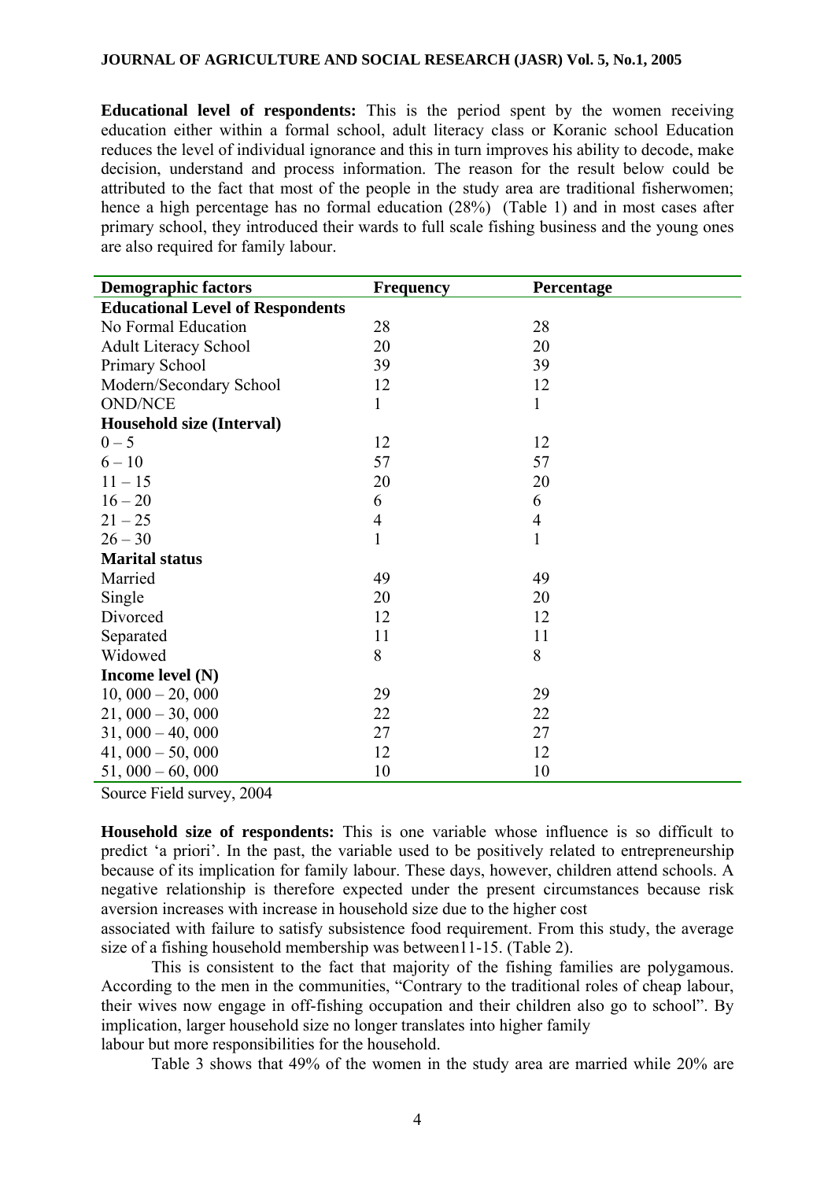**Educational level of respondents:** This is the period spent by the women receiving education either within a formal school, adult literacy class or Koranic school Education reduces the level of individual ignorance and this in turn improves his ability to decode, make decision, understand and process information. The reason for the result below could be attributed to the fact that most of the people in the study area are traditional fisherwomen; hence a high percentage has no formal education (28%) (Table 1) and in most cases after primary school, they introduced their wards to full scale fishing business and the young ones are also required for family labour.

| Demographic factors | Frequency | Percentage |
|---|---|---|
| **Educational Level of Respondents** | | |
| No Formal Education | 28 | 28 |
| Adult Literacy School | 20 | 20 |
| Primary School | 39 | 39 |
| Modern/Secondary School | 12 | 12 |
| OND/NCE | 1 | 1 |
| **Household size (Interval)** | | |
| 0 – 5 | 12 | 12 |
| 6 – 10 | 57 | 57 |
| 11 – 15 | 20 | 20 |
| 16 – 20 | 6 | 6 |
| 21 – 25 | 4 | 4 |
| 26 – 30 | 1 | 1 |
| **Marital status** | | |
| Married | 49 | 49 |
| Single | 20 | 20 |
| Divorced | 12 | 12 |
| Separated | 11 | 11 |
| Widowed | 8 | 8 |
| **Income level (N)** | | |
| 10, 000 – 20, 000 | 29 | 29 |
| 21, 000 – 30, 000 | 22 | 22 |
| 31, 000 – 40, 000 | 27 | 27 |
| 41, 000 – 50, 000 | 12 | 12 |
| 51, 000 – 60, 000 | 10 | 10 |

Source Field survey, 2004

**Household size of respondents:** This is one variable whose influence is so difficult to predict 'a priori'. In the past, the variable used to be positively related to entrepreneurship because of its implication for family labour. These days, however, children attend schools. A negative relationship is therefore expected under the present circumstances because risk aversion increases with increase in household size due to the higher cost associated with failure to satisfy subsistence food requirement. From this study, the average size of a fishing household membership was between11-15. (Table 2).

This is consistent to the fact that majority of the fishing families are polygamous. According to the men in the communities, "Contrary to the traditional roles of cheap labour, their wives now engage in off-fishing occupation and their children also go to school". By implication, larger household size no longer translates into higher family labour but more responsibilities for the household.

Table 3 shows that 49% of the women in the study area are married while 20% are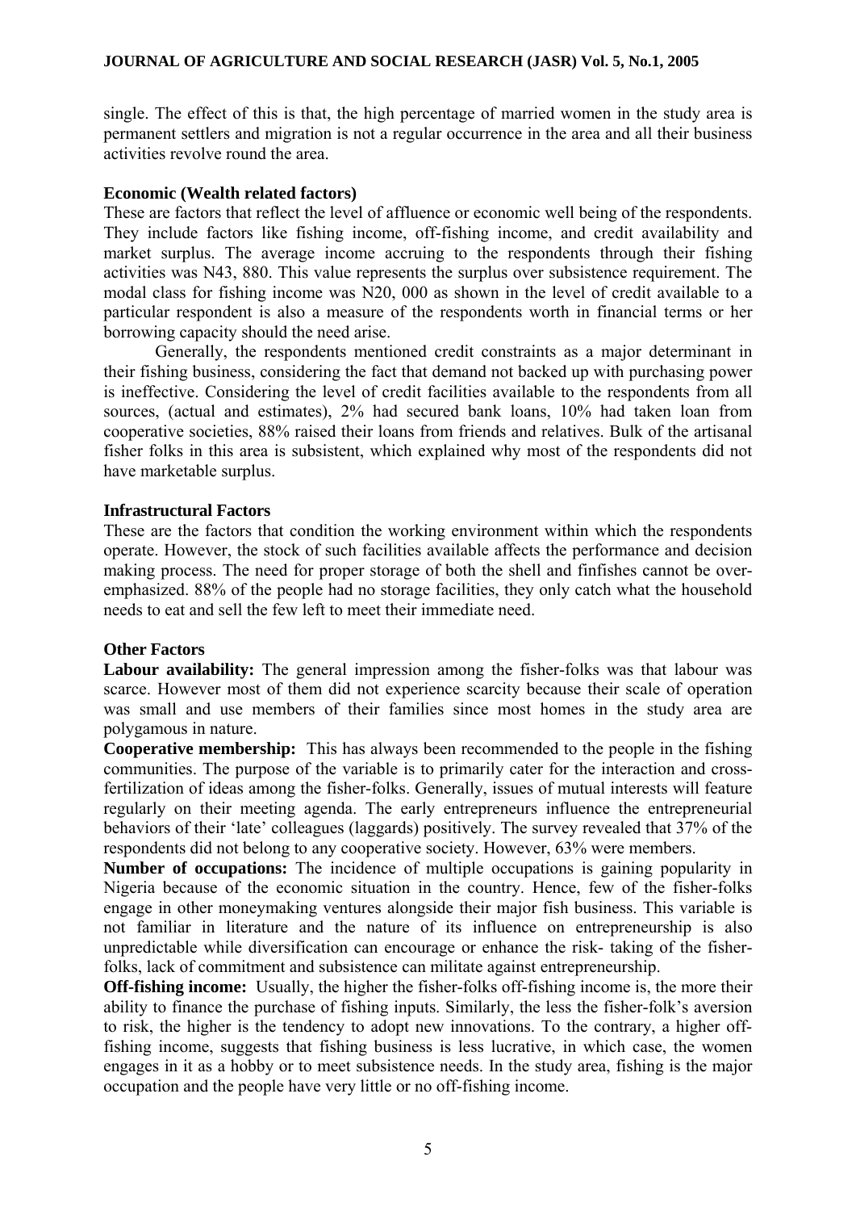single. The effect of this is that, the high percentage of married women in the study area is permanent settlers and migration is not a regular occurrence in the area and all their business activities revolve round the area.

**Economic (Wealth related factors)**

These are factors that reflect the level of affluence or economic well being of the respondents. They include factors like fishing income, off-fishing income, and credit availability and market surplus. The average income accruing to the respondents through their fishing activities was N43, 880. This value represents the surplus over subsistence requirement. The modal class for fishing income was N20, 000 as shown in the level of credit available to a particular respondent is also a measure of the respondents worth in financial terms or her borrowing capacity should the need arise.

Generally, the respondents mentioned credit constraints as a major determinant in their fishing business, considering the fact that demand not backed up with purchasing power is ineffective. Considering the level of credit facilities available to the respondents from all sources, (actual and estimates), 2% had secured bank loans, 10% had taken loan from cooperative societies, 88% raised their loans from friends and relatives. Bulk of the artisanal fisher folks in this area is subsistent, which explained why most of the respondents did not have marketable surplus.

**Infrastructural Factors**

These are the factors that condition the working environment within which the respondents operate. However, the stock of such facilities available affects the performance and decision making process. The need for proper storage of both the shell and finfishes cannot be over-emphasized. 88% of the people had no storage facilities, they only catch what the household needs to eat and sell the few left to meet their immediate need.

**Other Factors**

**Labour availability:** The general impression among the fisher-folks was that labour was scarce. However most of them did not experience scarcity because their scale of operation was small and use members of their families since most homes in the study area are polygamous in nature.

**Cooperative membership:** This has always been recommended to the people in the fishing communities. The purpose of the variable is to primarily cater for the interaction and cross-fertilization of ideas among the fisher-folks. Generally, issues of mutual interests will feature regularly on their meeting agenda. The early entrepreneurs influence the entrepreneurial behaviors of their 'late' colleagues (laggards) positively. The survey revealed that 37% of the respondents did not belong to any cooperative society. However, 63% were members.

**Number of occupations:** The incidence of multiple occupations is gaining popularity in Nigeria because of the economic situation in the country. Hence, few of the fisher-folks engage in other moneymaking ventures alongside their major fish business. This variable is not familiar in literature and the nature of its influence on entrepreneurship is also unpredictable while diversification can encourage or enhance the risk- taking of the fisher-folks, lack of commitment and subsistence can militate against entrepreneurship.

**Off-fishing income:** Usually, the higher the fisher-folks off-fishing income is, the more their ability to finance the purchase of fishing inputs. Similarly, the less the fisher-folk's aversion to risk, the higher is the tendency to adopt new innovations. To the contrary, a higher off-fishing income, suggests that fishing business is less lucrative, in which case, the women engages in it as a hobby or to meet subsistence needs. In the study area, fishing is the major occupation and the people have very little or no off-fishing income.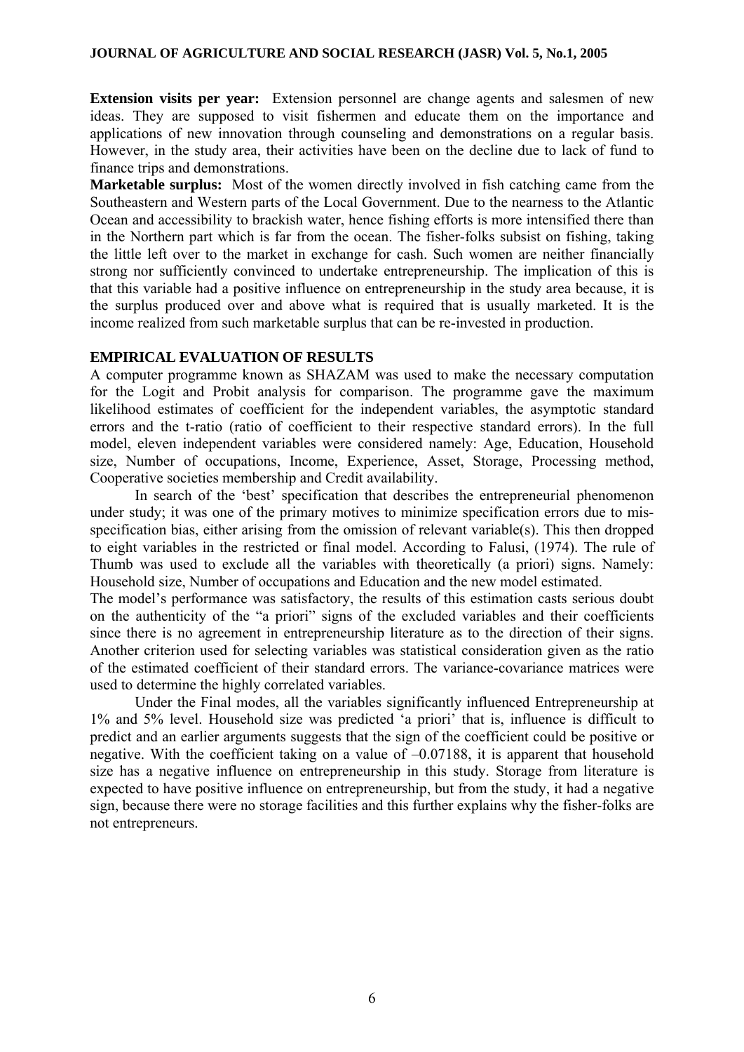**Extension visits per year:** Extension personnel are change agents and salesmen of new ideas. They are supposed to visit fishermen and educate them on the importance and applications of new innovation through counseling and demonstrations on a regular basis. However, in the study area, their activities have been on the decline due to lack of fund to finance trips and demonstrations.

**Marketable surplus:** Most of the women directly involved in fish catching came from the Southeastern and Western parts of the Local Government. Due to the nearness to the Atlantic Ocean and accessibility to brackish water, hence fishing efforts is more intensified there than in the Northern part which is far from the ocean. The fisher-folks subsist on fishing, taking the little left over to the market in exchange for cash. Such women are neither financially strong nor sufficiently convinced to undertake entrepreneurship. The implication of this is that this variable had a positive influence on entrepreneurship in the study area because, it is the surplus produced over and above what is required that is usually marketed. It is the income realized from such marketable surplus that can be re-invested in production.

## EMPIRICAL EVALUATION OF RESULTS

A computer programme known as SHAZAM was used to make the necessary computation for the Logit and Probit analysis for comparison. The programme gave the maximum likelihood estimates of coefficient for the independent variables, the asymptotic standard errors and the t-ratio (ratio of coefficient to their respective standard errors). In the full model, eleven independent variables were considered namely: Age, Education, Household size, Number of occupations, Income, Experience, Asset, Storage, Processing method, Cooperative societies membership and Credit availability.

In search of the 'best' specification that describes the entrepreneurial phenomenon under study; it was one of the primary motives to minimize specification errors due to mis-specification bias, either arising from the omission of relevant variable(s). This then dropped to eight variables in the restricted or final model. According to Falusi, (1974). The rule of Thumb was used to exclude all the variables with theoretically (a priori) signs. Namely: Household size, Number of occupations and Education and the new model estimated.

The model's performance was satisfactory, the results of this estimation casts serious doubt on the authenticity of the "a priori" signs of the excluded variables and their coefficients since there is no agreement in entrepreneurship literature as to the direction of their signs. Another criterion used for selecting variables was statistical consideration given as the ratio of the estimated coefficient of their standard errors. The variance-covariance matrices were used to determine the highly correlated variables.

Under the Final modes, all the variables significantly influenced Entrepreneurship at 1% and 5% level. Household size was predicted 'a priori' that is, influence is difficult to predict and an earlier arguments suggests that the sign of the coefficient could be positive or negative. With the coefficient taking on a value of –0.07188, it is apparent that household size has a negative influence on entrepreneurship in this study. Storage from literature is expected to have positive influence on entrepreneurship, but from the study, it had a negative sign, because there were no storage facilities and this further explains why the fisher-folks are not entrepreneurs.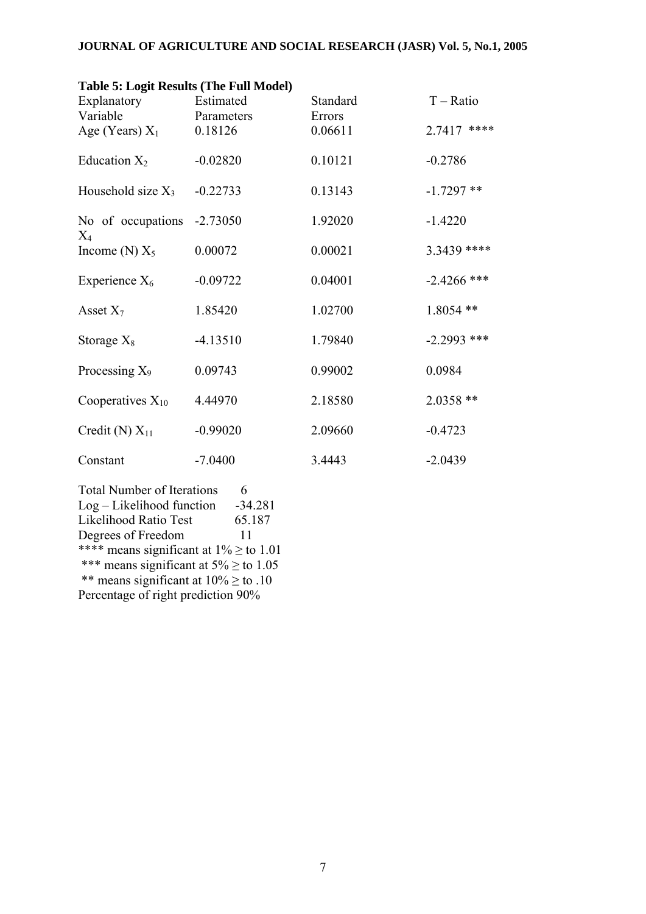**Table 5: Logit Results (The Full Model)**

| Explanatory Variable | Estimated Parameters | Standard Errors | T – Ratio |
|---|---|---|---|
| Age (Years) $X_1$ | 0.18126 | 0.06611 | 2.7417 **** |
| Education $X_2$ | -0.02820 | 0.10121 | -0.2786 |
| Household size $X_3$ | -0.22733 | 0.13143 | -1.7297 ** |
| No of occupations $X_4$ | -2.73050 | 1.92020 | -1.4220 |
| Income (N) $X_5$ | 0.00072 | 0.00021 | 3.3439 **** |
| Experience $X_6$ | -0.09722 | 0.04001 | -2.4266 *** |
| Asset $X_7$ | 1.85420 | 1.02700 | 1.8054 ** |
| Storage $X_8$ | -4.13510 | 1.79840 | -2.2993 *** |
| Processing $X_9$ | 0.09743 | 0.99002 | 0.0984 |
| Cooperatives $X_{10}$ | 4.44970 | 2.18580 | 2.0358 ** |
| Credit (N) $X_{11}$ | -0.99020 | 2.09660 | -0.4723 |
| Constant | -7.0400 | 3.4443 | -2.0439 |

Total Number of Iterations 6
Log – Likelihood function -34.281
Likelihood Ratio Test 65.187
Degrees of Freedom 11
**** means significant at 1% $\geq$ to 1.01
*** means significant at 5% $\geq$ to 1.05
** means significant at 10% $\geq$ to .10
Percentage of right prediction 90%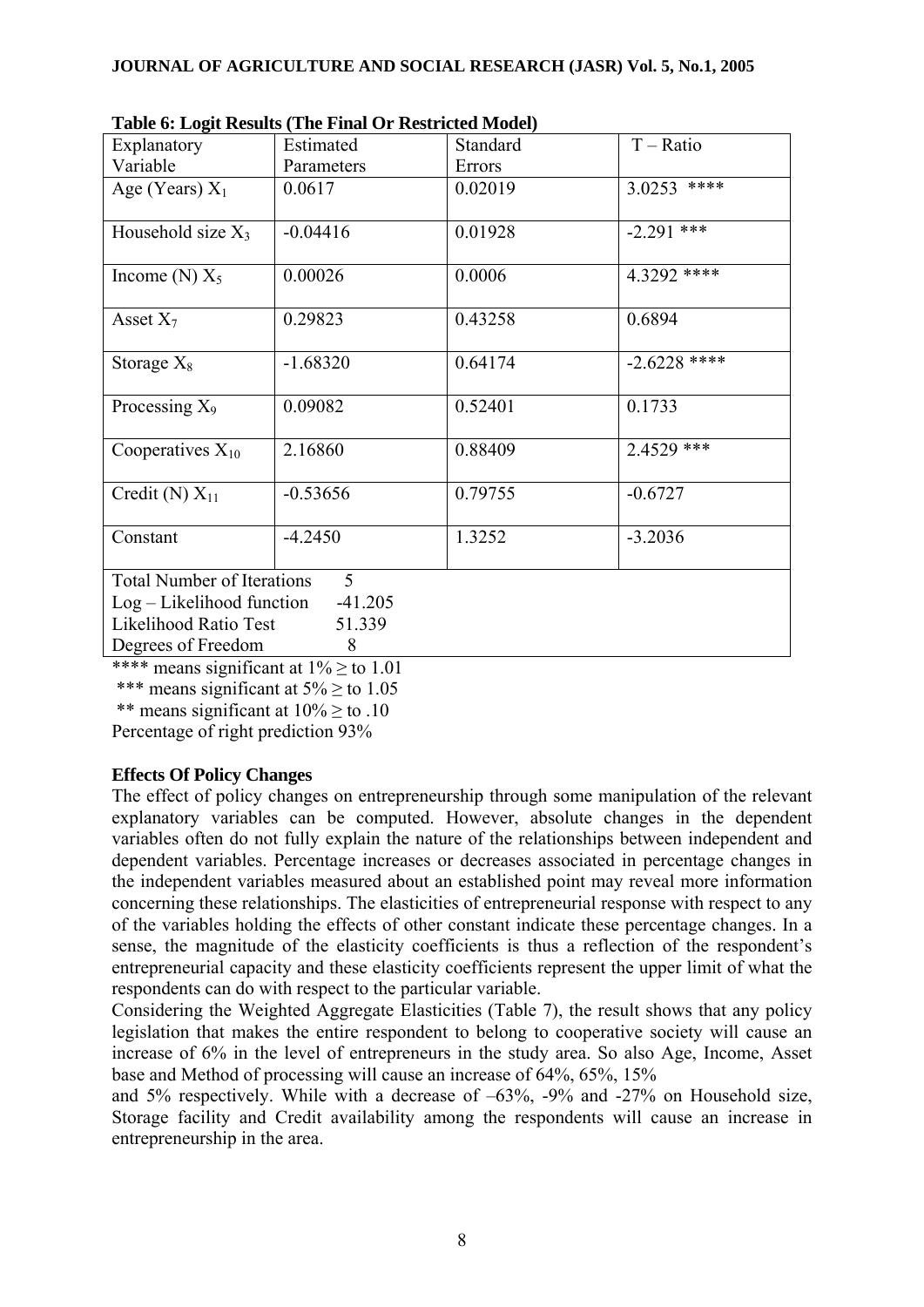**Table 6: Logit Results (The Final Or Restricted Model)**

| Explanatory Variable | Estimated Parameters | Standard Errors | T – Ratio |
|---|---|---|---|
| Age (Years) $X_1$ | 0.0617 | 0.02019 | 3.0253 **** |
| Household size $X_3$ | -0.04416 | 0.01928 | -2.291 *** |
| Income (N) $X_5$ | 0.00026 | 0.0006 | 4.3292 **** |
| Asset $X_7$ | 0.29823 | 0.43258 | 0.6894 |
| Storage $X_8$ | -1.68320 | 0.64174 | -2.6228 **** |
| Processing $X_9$ | 0.09082 | 0.52401 | 0.1733 |
| Cooperatives $X_{10}$ | 2.16860 | 0.88409 | 2.4529 *** |
| Credit (N) $X_{11}$ | -0.53656 | 0.79755 | -0.6727 |
| Constant | -4.2450 | 1.3252 | -3.2036 |
| Total Number of Iterations 5 | | | |
| Log – Likelihood function -41.205 | | | |
| Likelihood Ratio Test 51.339 | | | |
| Degrees of Freedom 8 | | | |

**** means significant at 1% ≥ to 1.01

*** means significant at 5% ≥ to 1.05

** means significant at 10% ≥ to .10

Percentage of right prediction 93%

**Effects Of Policy Changes**

The effect of policy changes on entrepreneurship through some manipulation of the relevant explanatory variables can be computed. However, absolute changes in the dependent variables often do not fully explain the nature of the relationships between independent and dependent variables. Percentage increases or decreases associated in percentage changes in the independent variables measured about an established point may reveal more information concerning these relationships. The elasticities of entrepreneurial response with respect to any of the variables holding the effects of other constant indicate these percentage changes. In a sense, the magnitude of the elasticity coefficients is thus a reflection of the respondent's entrepreneurial capacity and these elasticity coefficients represent the upper limit of what the respondents can do with respect to the particular variable.

Considering the Weighted Aggregate Elasticities (Table 7), the result shows that any policy legislation that makes the entire respondent to belong to cooperative society will cause an increase of 6% in the level of entrepreneurs in the study area. So also Age, Income, Asset base and Method of processing will cause an increase of 64%, 65%, 15% and 5% respectively. While with a decrease of –63%, -9% and -27% on Household size, Storage facility and Credit availability among the respondents will cause an increase in entrepreneurship in the area.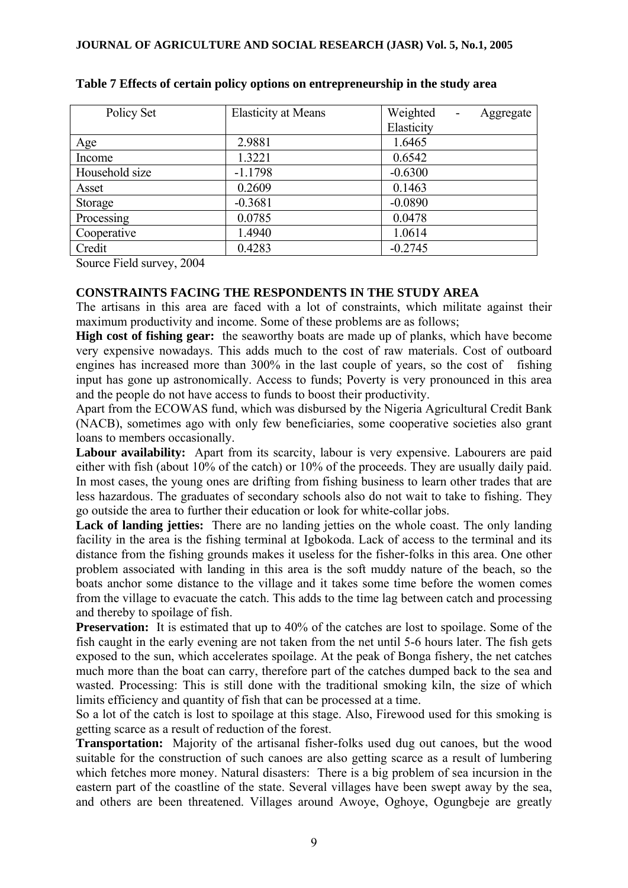**Table 7 Effects of certain policy options on entrepreneurship in the study area**

| Policy Set | Elasticity at Means | Weighted - Aggregate Elasticity |
|---|---|---|
| Age | 2.9881 | 1.6465 |
| Income | 1.3221 | 0.6542 |
| Household size | -1.1798 | -0.6300 |
| Asset | 0.2609 | 0.1463 |
| Storage | -0.3681 | -0.0890 |
| Processing | 0.0785 | 0.0478 |
| Cooperative | 1.4940 | 1.0614 |
| Credit | 0.4283 | -0.2745 |

Source Field survey, 2004

## CONSTRAINTS FACING THE RESPONDENTS IN THE STUDY AREA

The artisans in this area are faced with a lot of constraints, which militate against their maximum productivity and income. Some of these problems are as follows;

**High cost of fishing gear:** the seaworthy boats are made up of planks, which have become very expensive nowadays. This adds much to the cost of raw materials. Cost of outboard engines has increased more than 300% in the last couple of years, so the cost of fishing input has gone up astronomically. Access to funds; Poverty is very pronounced in this area and the people do not have access to funds to boost their productivity.

Apart from the ECOWAS fund, which was disbursed by the Nigeria Agricultural Credit Bank (NACB), sometimes ago with only few beneficiaries, some cooperative societies also grant loans to members occasionally.

**Labour availability:** Apart from its scarcity, labour is very expensive. Labourers are paid either with fish (about 10% of the catch) or 10% of the proceeds. They are usually daily paid. In most cases, the young ones are drifting from fishing business to learn other trades that are less hazardous. The graduates of secondary schools also do not wait to take to fishing. They go outside the area to further their education or look for white-collar jobs.

**Lack of landing jetties:** There are no landing jetties on the whole coast. The only landing facility in the area is the fishing terminal at Igbokoda. Lack of access to the terminal and its distance from the fishing grounds makes it useless for the fisher-folks in this area. One other problem associated with landing in this area is the soft muddy nature of the beach, so the boats anchor some distance to the village and it takes some time before the women comes from the village to evacuate the catch. This adds to the time lag between catch and processing and thereby to spoilage of fish.

**Preservation:** It is estimated that up to 40% of the catches are lost to spoilage. Some of the fish caught in the early evening are not taken from the net until 5-6 hours later. The fish gets exposed to the sun, which accelerates spoilage. At the peak of Bonga fishery, the net catches much more than the boat can carry, therefore part of the catches dumped back to the sea and wasted. Processing: This is still done with the traditional smoking kiln, the size of which limits efficiency and quantity of fish that can be processed at a time.

So a lot of the catch is lost to spoilage at this stage. Also, Firewood used for this smoking is getting scarce as a result of reduction of the forest.

**Transportation:** Majority of the artisanal fisher-folks used dug out canoes, but the wood suitable for the construction of such canoes are also getting scarce as a result of lumbering which fetches more money. Natural disasters: There is a big problem of sea incursion in the eastern part of the coastline of the state. Several villages have been swept away by the sea, and others are been threatened. Villages around Awoye, Oghoye, Ogungbeje are greatly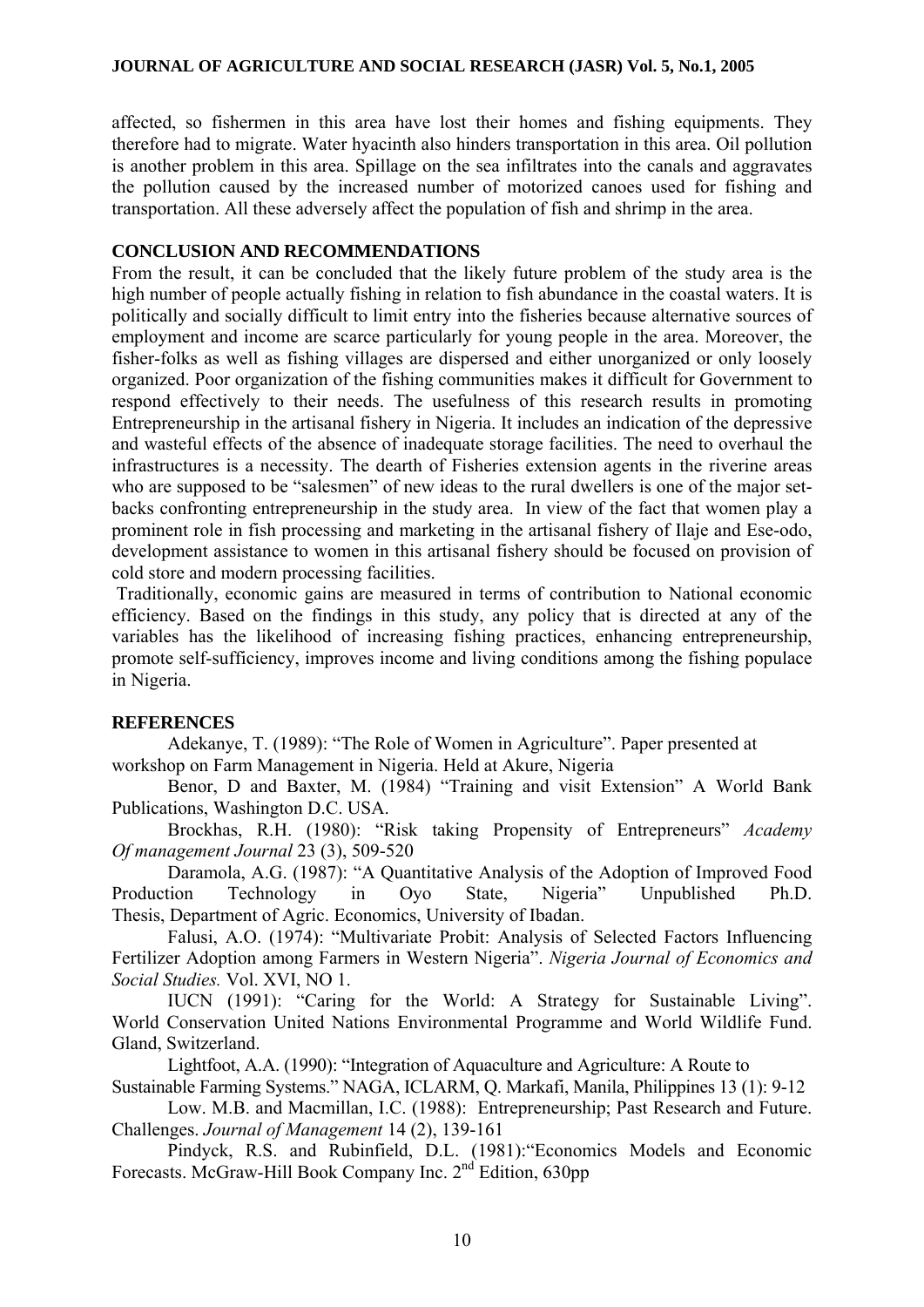affected, so fishermen in this area have lost their homes and fishing equipments. They therefore had to migrate. Water hyacinth also hinders transportation in this area. Oil pollution is another problem in this area. Spillage on the sea infiltrates into the canals and aggravates the pollution caused by the increased number of motorized canoes used for fishing and transportation. All these adversely affect the population of fish and shrimp in the area.

## CONCLUSION AND RECOMMENDATIONS

From the result, it can be concluded that the likely future problem of the study area is the high number of people actually fishing in relation to fish abundance in the coastal waters. It is politically and socially difficult to limit entry into the fisheries because alternative sources of employment and income are scarce particularly for young people in the area. Moreover, the fisher-folks as well as fishing villages are dispersed and either unorganized or only loosely organized. Poor organization of the fishing communities makes it difficult for Government to respond effectively to their needs. The usefulness of this research results in promoting Entrepreneurship in the artisanal fishery in Nigeria. It includes an indication of the depressive and wasteful effects of the absence of inadequate storage facilities. The need to overhaul the infrastructures is a necessity. The dearth of Fisheries extension agents in the riverine areas who are supposed to be "salesmen" of new ideas to the rural dwellers is one of the major set-backs confronting entrepreneurship in the study area. In view of the fact that women play a prominent role in fish processing and marketing in the artisanal fishery of Ilaje and Ese-odo, development assistance to women in this artisanal fishery should be focused on provision of cold store and modern processing facilities.

Traditionally, economic gains are measured in terms of contribution to National economic efficiency. Based on the findings in this study, any policy that is directed at any of the variables has the likelihood of increasing fishing practices, enhancing entrepreneurship, promote self-sufficiency, improves income and living conditions among the fishing populace in Nigeria.

## REFERENCES

Adekanye, T. (1989): "The Role of Women in Agriculture". Paper presented at workshop on Farm Management in Nigeria. Held at Akure, Nigeria

Benor, D and Baxter, M. (1984) "Training and visit Extension" A World Bank Publications, Washington D.C. USA.

Brockhas, R.H. (1980): "Risk taking Propensity of Entrepreneurs" *Academy Of management Journal* 23 (3), 509-520

Daramola, A.G. (1987): "A Quantitative Analysis of the Adoption of Improved Food Production Technology in Oyo State, Nigeria" Unpublished Ph.D. Thesis, Department of Agric. Economics, University of Ibadan.

Falusi, A.O. (1974): "Multivariate Probit: Analysis of Selected Factors Influencing Fertilizer Adoption among Farmers in Western Nigeria". *Nigeria Journal of Economics and Social Studies.* Vol. XVI, NO 1.

IUCN (1991): "Caring for the World: A Strategy for Sustainable Living". World Conservation United Nations Environmental Programme and World Wildlife Fund. Gland, Switzerland.

Lightfoot, A.A. (1990): "Integration of Aquaculture and Agriculture: A Route to Sustainable Farming Systems." NAGA, ICLARM, Q. Markafi, Manila, Philippines 13 (1): 9-12

Low. M.B. and Macmillan, I.C. (1988): Entrepreneurship; Past Research and Future. Challenges. *Journal of Management* 14 (2), 139-161

Pindyck, R.S. and Rubinfield, D.L. (1981):"Economics Models and Economic Forecasts. McGraw-Hill Book Company Inc. 2nd Edition, 630pp